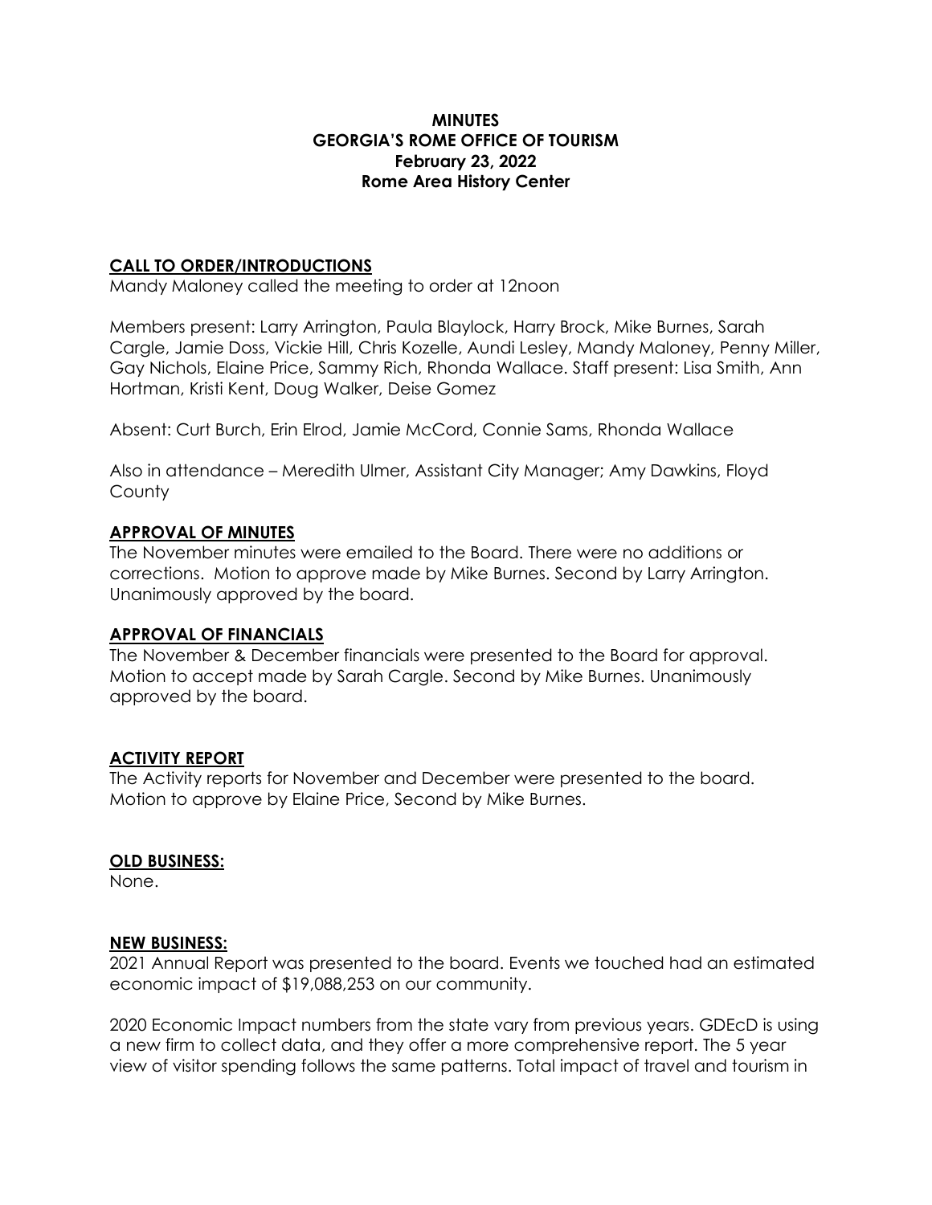**MINUTES**
**GEORGIA'S ROME OFFICE OF TOURISM**
**February 23, 2022**
**Rome Area History Center**

## CALL TO ORDER/INTRODUCTIONS

Mandy Maloney called the meeting to order at 12noon

Members present: Larry Arrington, Paula Blaylock, Harry Brock, Mike Burnes, Sarah Cargle, Jamie Doss, Vickie Hill, Chris Kozelle, Aundi Lesley, Mandy Maloney, Penny Miller, Gay Nichols, Elaine Price, Sammy Rich, Rhonda Wallace. Staff present: Lisa Smith, Ann Hortman, Kristi Kent, Doug Walker, Deise Gomez

Absent: Curt Burch, Erin Elrod, Jamie McCord, Connie Sams, Rhonda Wallace

Also in attendance – Meredith Ulmer, Assistant City Manager; Amy Dawkins, Floyd County

## APPROVAL OF MINUTES

The November minutes were emailed to the Board. There were no additions or corrections. Motion to approve made by Mike Burnes. Second by Larry Arrington. Unanimously approved by the board.

## APPROVAL OF FINANCIALS

The November & December financials were presented to the Board for approval. Motion to accept made by Sarah Cargle. Second by Mike Burnes. Unanimously approved by the board.

## ACTIVITY REPORT

The Activity reports for November and December were presented to the board. Motion to approve by Elaine Price, Second by Mike Burnes.

## OLD BUSINESS:

None.

## NEW BUSINESS:

2021 Annual Report was presented to the board. Events we touched had an estimated economic impact of $19,088,253 on our community.

2020 Economic Impact numbers from the state vary from previous years. GDEcD is using a new firm to collect data, and they offer a more comprehensive report. The 5 year view of visitor spending follows the same patterns. Total impact of travel and tourism in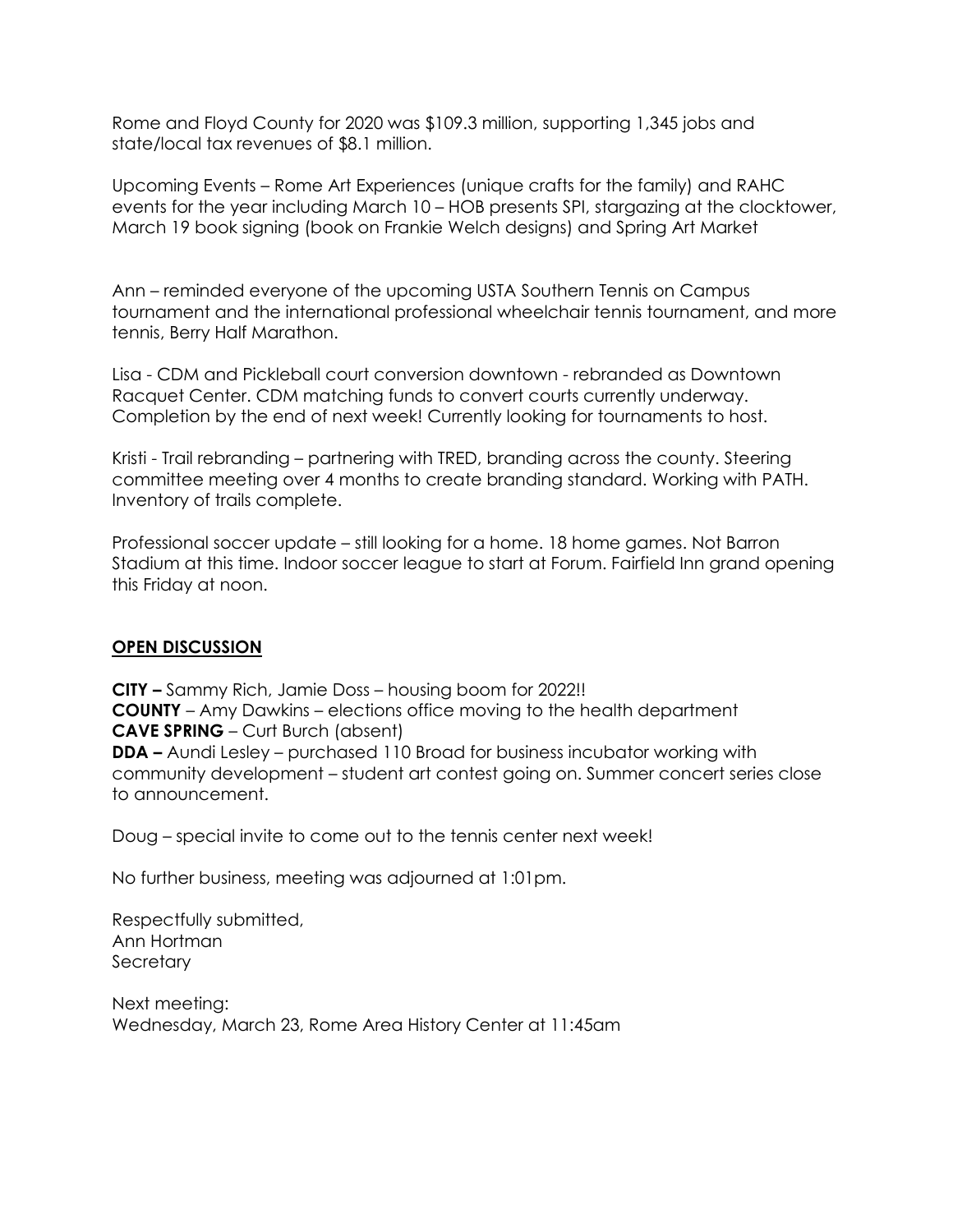Rome and Floyd County for 2020 was $109.3 million, supporting 1,345 jobs and state/local tax revenues of $8.1 million.

Upcoming Events – Rome Art Experiences (unique crafts for the family) and RAHC events for the year including March 10 – HOB presents SPI, stargazing at the clocktower, March 19 book signing (book on Frankie Welch designs) and Spring Art Market

Ann – reminded everyone of the upcoming USTA Southern Tennis on Campus tournament and the international professional wheelchair tennis tournament, and more tennis, Berry Half Marathon.

Lisa - CDM and Pickleball court conversion downtown - rebranded as Downtown Racquet Center. CDM matching funds to convert courts currently underway. Completion by the end of next week! Currently looking for tournaments to host.

Kristi - Trail rebranding – partnering with TRED, branding across the county. Steering committee meeting over 4 months to create branding standard. Working with PATH. Inventory of trails complete.

Professional soccer update – still looking for a home. 18 home games. Not Barron Stadium at this time. Indoor soccer league to start at Forum. Fairfield Inn grand opening this Friday at noon.

## OPEN DISCUSSION

**CITY –** Sammy Rich, Jamie Doss – housing boom for 2022!!
**COUNTY** – Amy Dawkins – elections office moving to the health department
**CAVE SPRING** – Curt Burch (absent)
**DDA –** Aundi Lesley – purchased 110 Broad for business incubator working with community development – student art contest going on. Summer concert series close to announcement.

Doug – special invite to come out to the tennis center next week!

No further business, meeting was adjourned at 1:01pm.

Respectfully submitted,
Ann Hortman
Secretary

Next meeting:
Wednesday, March 23, Rome Area History Center at 11:45am